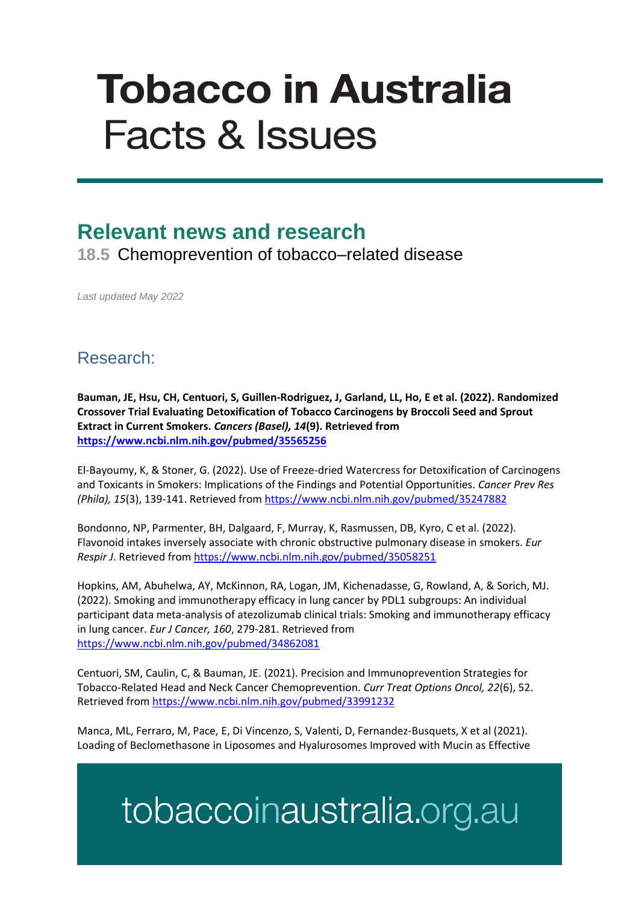# Tobacco in Australia
Facts & Issues

## Relevant news and research

**18.5** Chemoprevention of tobacco–related disease

*Last updated May 2022*

### Research:

**Bauman, JE, Hsu, CH, Centuori, S, Guillen-Rodriguez, J, Garland, LL, Ho, E et al. (2022). Randomized Crossover Trial Evaluating Detoxification of Tobacco Carcinogens by Broccoli Seed and Sprout Extract in Current Smokers. *Cancers (Basel), 14*(9). Retrieved from https://www.ncbi.nlm.nih.gov/pubmed/35565256**

El-Bayoumy, K, & Stoner, G. (2022). Use of Freeze-dried Watercress for Detoxification of Carcinogens and Toxicants in Smokers: Implications of the Findings and Potential Opportunities. *Cancer Prev Res (Phila), 15*(3), 139-141. Retrieved from https://www.ncbi.nlm.nih.gov/pubmed/35247882

Bondonno, NP, Parmenter, BH, Dalgaard, F, Murray, K, Rasmussen, DB, Kyro, C et al. (2022). Flavonoid intakes inversely associate with chronic obstructive pulmonary disease in smokers. *Eur Respir J*. Retrieved from https://www.ncbi.nlm.nih.gov/pubmed/35058251

Hopkins, AM, Abuhelwa, AY, McKinnon, RA, Logan, JM, Kichenadasse, G, Rowland, A, & Sorich, MJ. (2022). Smoking and immunotherapy efficacy in lung cancer by PDL1 subgroups: An individual participant data meta-analysis of atezolizumab clinical trials: Smoking and immunotherapy efficacy in lung cancer. *Eur J Cancer, 160*, 279-281. Retrieved from https://www.ncbi.nlm.nih.gov/pubmed/34862081

Centuori, SM, Caulin, C, & Bauman, JE. (2021). Precision and Immunoprevention Strategies for Tobacco-Related Head and Neck Cancer Chemoprevention. *Curr Treat Options Oncol, 22*(6), 52. Retrieved from https://www.ncbi.nlm.nih.gov/pubmed/33991232

Manca, ML, Ferraro, M, Pace, E, Di Vincenzo, S, Valenti, D, Fernandez-Busquets, X et al (2021). Loading of Beclomethasone in Liposomes and Hyalurosomes Improved with Mucin as Effective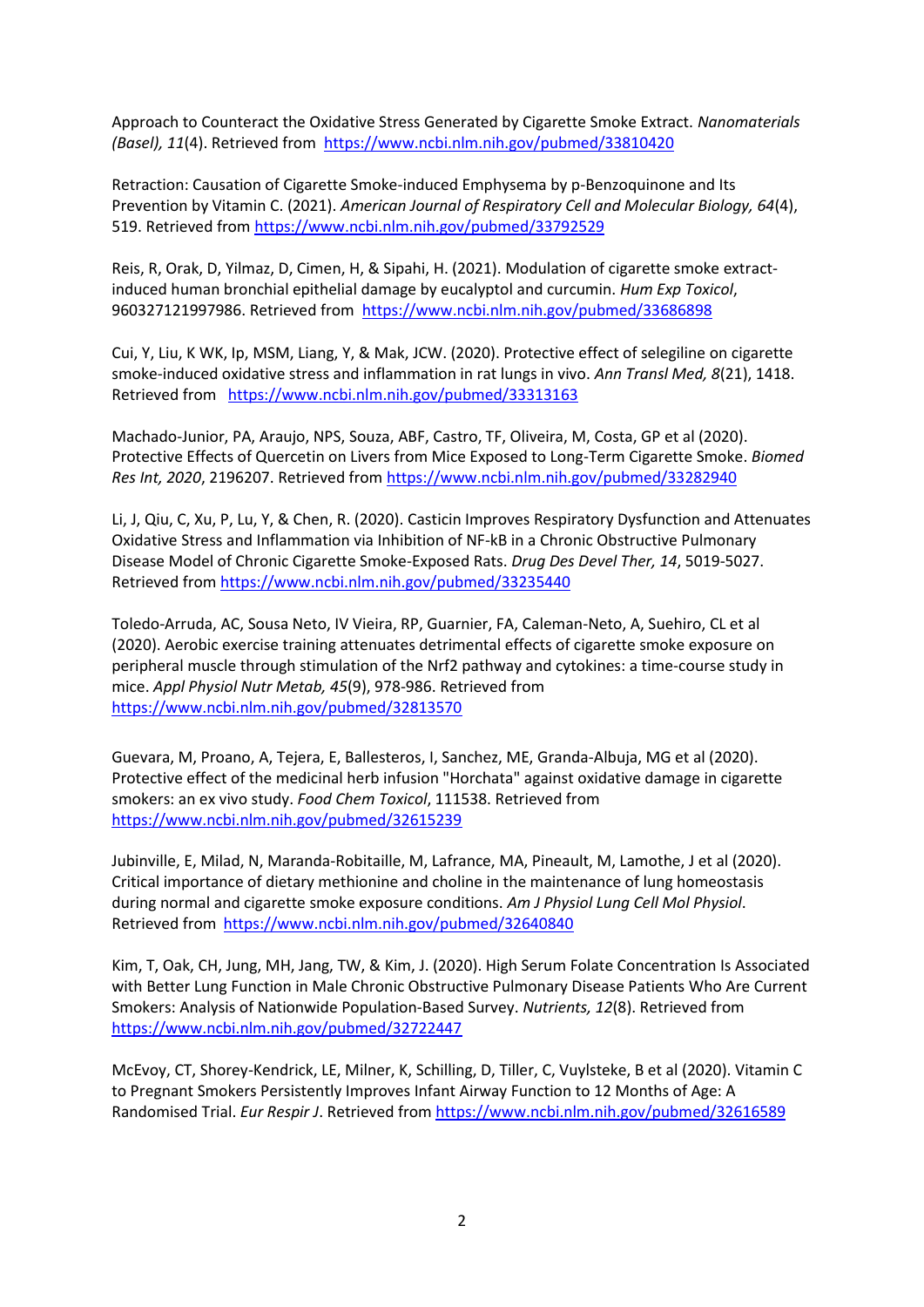Approach to Counteract the Oxidative Stress Generated by Cigarette Smoke Extract. *Nanomaterials (Basel), 11*(4). Retrieved from https://www.ncbi.nlm.nih.gov/pubmed/33810420

Retraction: Causation of Cigarette Smoke-induced Emphysema by p-Benzoquinone and Its Prevention by Vitamin C. (2021). *American Journal of Respiratory Cell and Molecular Biology, 64*(4), 519. Retrieved from https://www.ncbi.nlm.nih.gov/pubmed/33792529

Reis, R, Orak, D, Yilmaz, D, Cimen, H, & Sipahi, H. (2021). Modulation of cigarette smoke extract-induced human bronchial epithelial damage by eucalyptol and curcumin. *Hum Exp Toxicol*, 960327121997986. Retrieved from https://www.ncbi.nlm.nih.gov/pubmed/33686898

Cui, Y, Liu, K WK, Ip, MSM, Liang, Y, & Mak, JCW. (2020). Protective effect of selegiline on cigarette smoke-induced oxidative stress and inflammation in rat lungs in vivo. *Ann Transl Med, 8*(21), 1418. Retrieved from https://www.ncbi.nlm.nih.gov/pubmed/33313163

Machado-Junior, PA, Araujo, NPS, Souza, ABF, Castro, TF, Oliveira, M, Costa, GP et al (2020). Protective Effects of Quercetin on Livers from Mice Exposed to Long-Term Cigarette Smoke. *Biomed Res Int, 2020*, 2196207. Retrieved from https://www.ncbi.nlm.nih.gov/pubmed/33282940

Li, J, Qiu, C, Xu, P, Lu, Y, & Chen, R. (2020). Casticin Improves Respiratory Dysfunction and Attenuates Oxidative Stress and Inflammation via Inhibition of NF-kB in a Chronic Obstructive Pulmonary Disease Model of Chronic Cigarette Smoke-Exposed Rats. *Drug Des Devel Ther, 14*, 5019-5027. Retrieved from https://www.ncbi.nlm.nih.gov/pubmed/33235440

Toledo-Arruda, AC, Sousa Neto, IV Vieira, RP, Guarnier, FA, Caleman-Neto, A, Suehiro, CL et al (2020). Aerobic exercise training attenuates detrimental effects of cigarette smoke exposure on peripheral muscle through stimulation of the Nrf2 pathway and cytokines: a time-course study in mice. *Appl Physiol Nutr Metab, 45*(9), 978-986. Retrieved from https://www.ncbi.nlm.nih.gov/pubmed/32813570

Guevara, M, Proano, A, Tejera, E, Ballesteros, I, Sanchez, ME, Granda-Albuja, MG et al (2020). Protective effect of the medicinal herb infusion "Horchata" against oxidative damage in cigarette smokers: an ex vivo study. *Food Chem Toxicol*, 111538. Retrieved from https://www.ncbi.nlm.nih.gov/pubmed/32615239

Jubinville, E, Milad, N, Maranda-Robitaille, M, Lafrance, MA, Pineault, M, Lamothe, J et al (2020). Critical importance of dietary methionine and choline in the maintenance of lung homeostasis during normal and cigarette smoke exposure conditions. *Am J Physiol Lung Cell Mol Physiol*. Retrieved from https://www.ncbi.nlm.nih.gov/pubmed/32640840

Kim, T, Oak, CH, Jung, MH, Jang, TW, & Kim, J. (2020). High Serum Folate Concentration Is Associated with Better Lung Function in Male Chronic Obstructive Pulmonary Disease Patients Who Are Current Smokers: Analysis of Nationwide Population-Based Survey. *Nutrients, 12*(8). Retrieved from https://www.ncbi.nlm.nih.gov/pubmed/32722447

McEvoy, CT, Shorey-Kendrick, LE, Milner, K, Schilling, D, Tiller, C, Vuylsteke, B et al (2020). Vitamin C to Pregnant Smokers Persistently Improves Infant Airway Function to 12 Months of Age: A Randomised Trial. *Eur Respir J*. Retrieved from https://www.ncbi.nlm.nih.gov/pubmed/32616589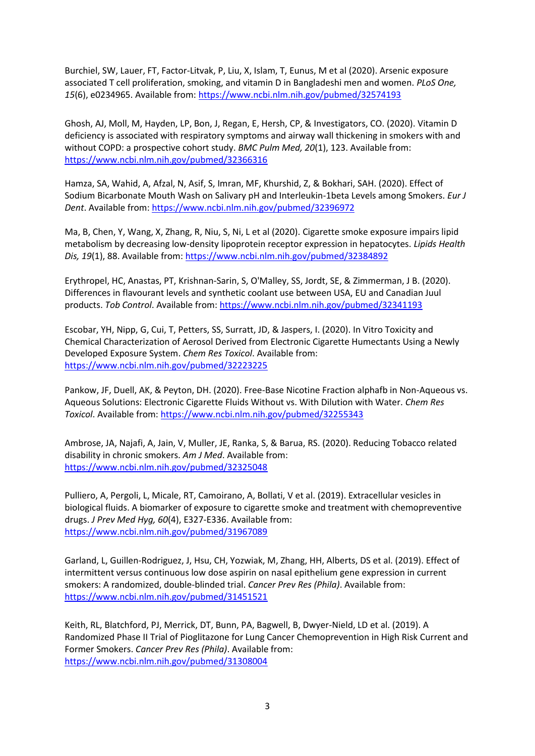Burchiel, SW, Lauer, FT, Factor-Litvak, P, Liu, X, Islam, T, Eunus, M et al (2020). Arsenic exposure associated T cell proliferation, smoking, and vitamin D in Bangladeshi men and women. *PLoS One, 15*(6), e0234965. Available from: https://www.ncbi.nlm.nih.gov/pubmed/32574193

Ghosh, AJ, Moll, M, Hayden, LP, Bon, J, Regan, E, Hersh, CP, & Investigators, CO. (2020). Vitamin D deficiency is associated with respiratory symptoms and airway wall thickening in smokers with and without COPD: a prospective cohort study. *BMC Pulm Med, 20*(1), 123. Available from: https://www.ncbi.nlm.nih.gov/pubmed/32366316

Hamza, SA, Wahid, A, Afzal, N, Asif, S, Imran, MF, Khurshid, Z, & Bokhari, SAH. (2020). Effect of Sodium Bicarbonate Mouth Wash on Salivary pH and Interleukin-1beta Levels among Smokers. *Eur J Dent*. Available from: https://www.ncbi.nlm.nih.gov/pubmed/32396972

Ma, B, Chen, Y, Wang, X, Zhang, R, Niu, S, Ni, L et al (2020). Cigarette smoke exposure impairs lipid metabolism by decreasing low-density lipoprotein receptor expression in hepatocytes. *Lipids Health Dis, 19*(1), 88. Available from: https://www.ncbi.nlm.nih.gov/pubmed/32384892

Erythropel, HC, Anastas, PT, Krishnan-Sarin, S, O'Malley, SS, Jordt, SE, & Zimmerman, J B. (2020). Differences in flavourant levels and synthetic coolant use between USA, EU and Canadian Juul products. *Tob Control*. Available from: https://www.ncbi.nlm.nih.gov/pubmed/32341193

Escobar, YH, Nipp, G, Cui, T, Petters, SS, Surratt, JD, & Jaspers, I. (2020). In Vitro Toxicity and Chemical Characterization of Aerosol Derived from Electronic Cigarette Humectants Using a Newly Developed Exposure System. *Chem Res Toxicol*. Available from: https://www.ncbi.nlm.nih.gov/pubmed/32223225

Pankow, JF, Duell, AK, & Peyton, DH. (2020). Free-Base Nicotine Fraction alphafb in Non-Aqueous vs. Aqueous Solutions: Electronic Cigarette Fluids Without vs. With Dilution with Water. *Chem Res Toxicol*. Available from: https://www.ncbi.nlm.nih.gov/pubmed/32255343

Ambrose, JA, Najafi, A, Jain, V, Muller, JE, Ranka, S, & Barua, RS. (2020). Reducing Tobacco related disability in chronic smokers. *Am J Med*. Available from: https://www.ncbi.nlm.nih.gov/pubmed/32325048

Pulliero, A, Pergoli, L, Micale, RT, Camoirano, A, Bollati, V et al. (2019). Extracellular vesicles in biological fluids. A biomarker of exposure to cigarette smoke and treatment with chemopreventive drugs. *J Prev Med Hyg, 60*(4), E327-E336. Available from: https://www.ncbi.nlm.nih.gov/pubmed/31967089

Garland, L, Guillen-Rodriguez, J, Hsu, CH, Yozwiak, M, Zhang, HH, Alberts, DS et al. (2019). Effect of intermittent versus continuous low dose aspirin on nasal epithelium gene expression in current smokers: A randomized, double-blinded trial. *Cancer Prev Res (Phila)*. Available from: https://www.ncbi.nlm.nih.gov/pubmed/31451521

Keith, RL, Blatchford, PJ, Merrick, DT, Bunn, PA, Bagwell, B, Dwyer-Nield, LD et al. (2019). A Randomized Phase II Trial of Pioglitazone for Lung Cancer Chemoprevention in High Risk Current and Former Smokers. *Cancer Prev Res (Phila)*. Available from: https://www.ncbi.nlm.nih.gov/pubmed/31308004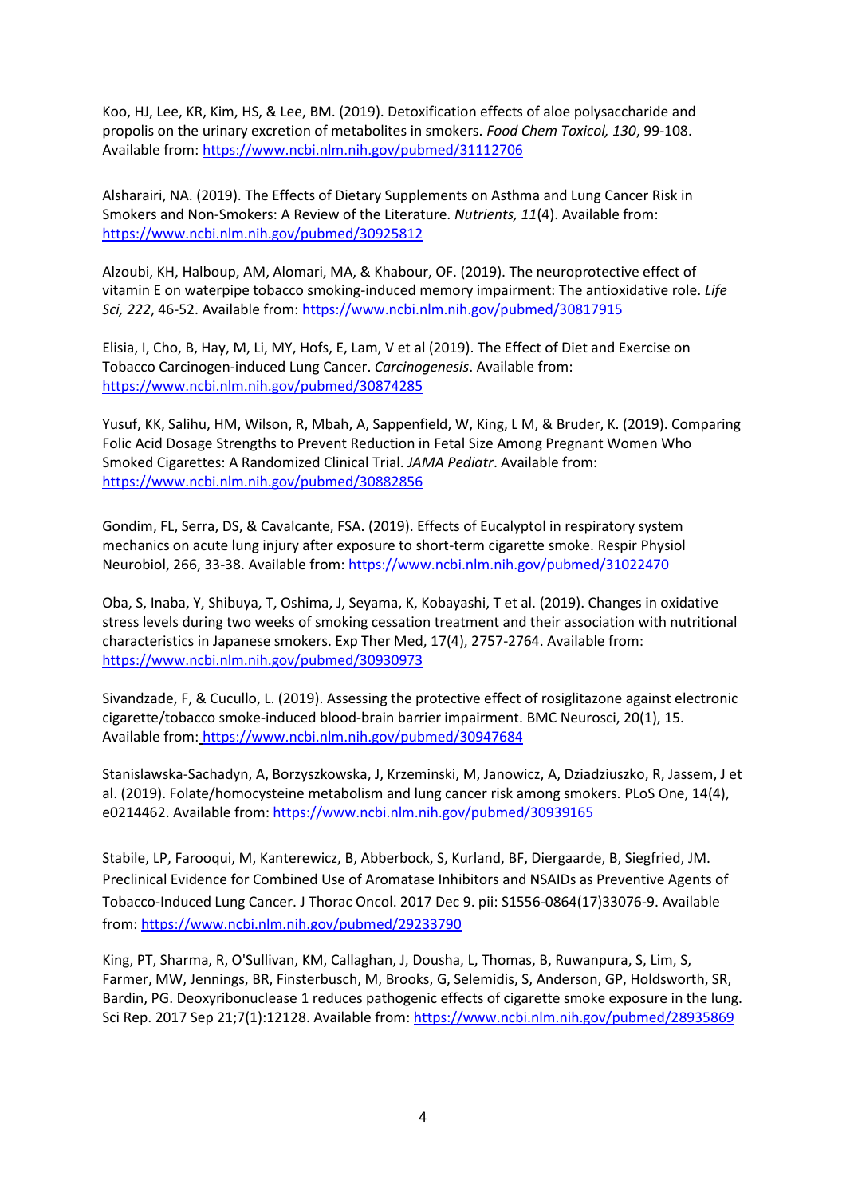Koo, HJ, Lee, KR, Kim, HS, & Lee, BM. (2019). Detoxification effects of aloe polysaccharide and propolis on the urinary excretion of metabolites in smokers. *Food Chem Toxicol, 130*, 99-108. Available from: https://www.ncbi.nlm.nih.gov/pubmed/31112706

Alsharairi, NA. (2019). The Effects of Dietary Supplements on Asthma and Lung Cancer Risk in Smokers and Non-Smokers: A Review of the Literature. *Nutrients, 11*(4). Available from: https://www.ncbi.nlm.nih.gov/pubmed/30925812

Alzoubi, KH, Halboup, AM, Alomari, MA, & Khabour, OF. (2019). The neuroprotective effect of vitamin E on waterpipe tobacco smoking-induced memory impairment: The antioxidative role. *Life Sci, 222*, 46-52. Available from: https://www.ncbi.nlm.nih.gov/pubmed/30817915

Elisia, I, Cho, B, Hay, M, Li, MY, Hofs, E, Lam, V et al (2019). The Effect of Diet and Exercise on Tobacco Carcinogen-induced Lung Cancer. *Carcinogenesis*. Available from: https://www.ncbi.nlm.nih.gov/pubmed/30874285

Yusuf, KK, Salihu, HM, Wilson, R, Mbah, A, Sappenfield, W, King, L M, & Bruder, K. (2019). Comparing Folic Acid Dosage Strengths to Prevent Reduction in Fetal Size Among Pregnant Women Who Smoked Cigarettes: A Randomized Clinical Trial. *JAMA Pediatr*. Available from: https://www.ncbi.nlm.nih.gov/pubmed/30882856

Gondim, FL, Serra, DS, & Cavalcante, FSA. (2019). Effects of Eucalyptol in respiratory system mechanics on acute lung injury after exposure to short-term cigarette smoke. Respir Physiol Neurobiol, 266, 33-38. Available from: https://www.ncbi.nlm.nih.gov/pubmed/31022470

Oba, S, Inaba, Y, Shibuya, T, Oshima, J, Seyama, K, Kobayashi, T et al. (2019). Changes in oxidative stress levels during two weeks of smoking cessation treatment and their association with nutritional characteristics in Japanese smokers. Exp Ther Med, 17(4), 2757-2764. Available from: https://www.ncbi.nlm.nih.gov/pubmed/30930973

Sivandzade, F, & Cucullo, L. (2019). Assessing the protective effect of rosiglitazone against electronic cigarette/tobacco smoke-induced blood-brain barrier impairment. BMC Neurosci, 20(1), 15. Available from: https://www.ncbi.nlm.nih.gov/pubmed/30947684

Stanislawska-Sachadyn, A, Borzyszkowska, J, Krzeminski, M, Janowicz, A, Dziadziuszko, R, Jassem, J et al. (2019). Folate/homocysteine metabolism and lung cancer risk among smokers. PLoS One, 14(4), e0214462. Available from: https://www.ncbi.nlm.nih.gov/pubmed/30939165

Stabile, LP, Farooqui, M, Kanterewicz, B, Abberbock, S, Kurland, BF, Diergaarde, B, Siegfried, JM. Preclinical Evidence for Combined Use of Aromatase Inhibitors and NSAIDs as Preventive Agents of Tobacco-Induced Lung Cancer. J Thorac Oncol. 2017 Dec 9. pii: S1556-0864(17)33076-9. Available from: https://www.ncbi.nlm.nih.gov/pubmed/29233790

King, PT, Sharma, R, O'Sullivan, KM, Callaghan, J, Dousha, L, Thomas, B, Ruwanpura, S, Lim, S, Farmer, MW, Jennings, BR, Finsterbusch, M, Brooks, G, Selemidis, S, Anderson, GP, Holdsworth, SR, Bardin, PG. Deoxyribonuclease 1 reduces pathogenic effects of cigarette smoke exposure in the lung. Sci Rep. 2017 Sep 21;7(1):12128. Available from: https://www.ncbi.nlm.nih.gov/pubmed/28935869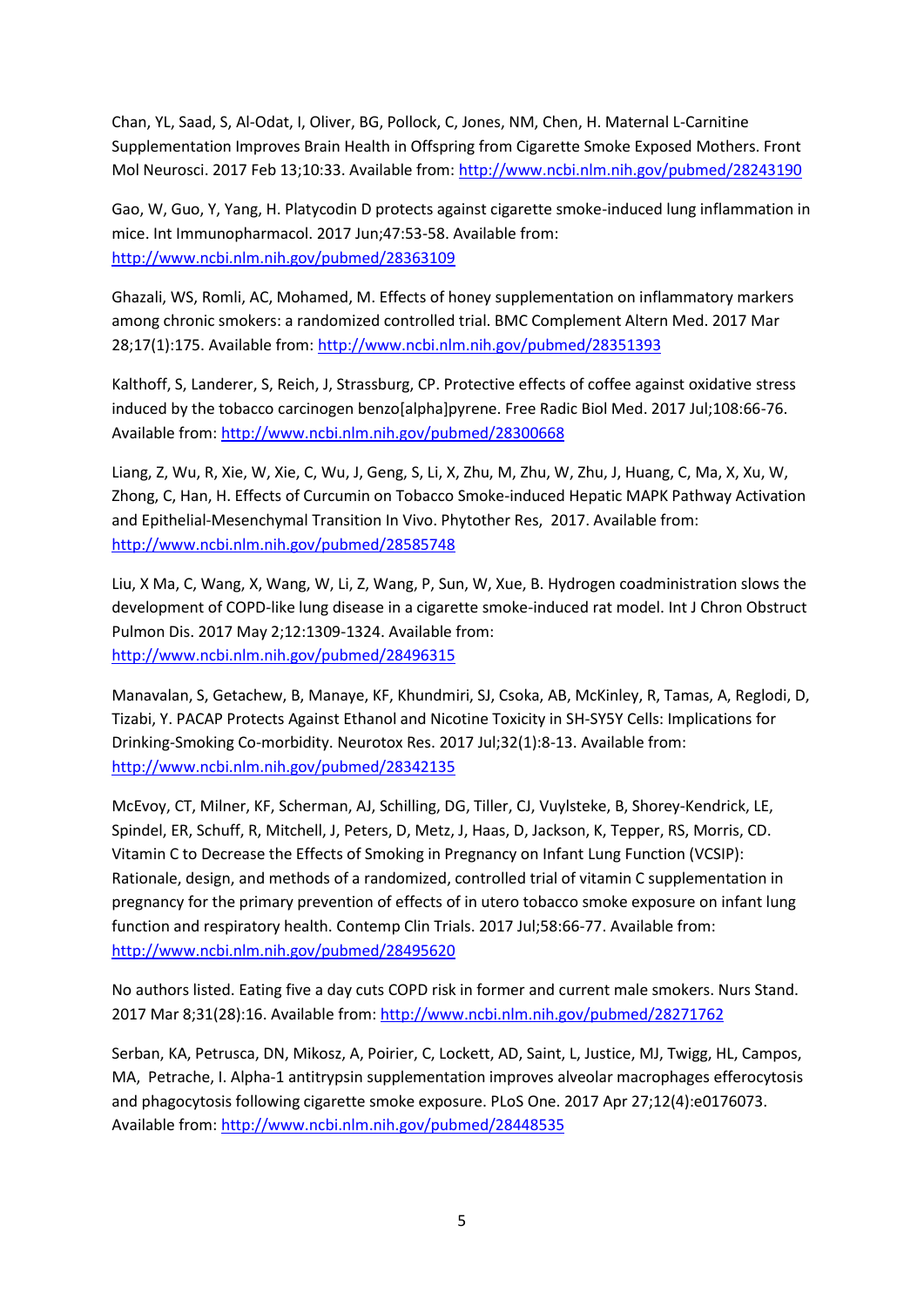Chan, YL, Saad, S, Al-Odat, I, Oliver, BG, Pollock, C, Jones, NM, Chen, H. Maternal L-Carnitine Supplementation Improves Brain Health in Offspring from Cigarette Smoke Exposed Mothers. Front Mol Neurosci. 2017 Feb 13;10:33. Available from: http://www.ncbi.nlm.nih.gov/pubmed/28243190

Gao, W, Guo, Y, Yang, H. Platycodin D protects against cigarette smoke-induced lung inflammation in mice. Int Immunopharmacol. 2017 Jun;47:53-58. Available from: http://www.ncbi.nlm.nih.gov/pubmed/28363109

Ghazali, WS, Romli, AC, Mohamed, M. Effects of honey supplementation on inflammatory markers among chronic smokers: a randomized controlled trial. BMC Complement Altern Med. 2017 Mar 28;17(1):175. Available from: http://www.ncbi.nlm.nih.gov/pubmed/28351393

Kalthoff, S, Landerer, S, Reich, J, Strassburg, CP. Protective effects of coffee against oxidative stress induced by the tobacco carcinogen benzo[alpha]pyrene. Free Radic Biol Med. 2017 Jul;108:66-76. Available from: http://www.ncbi.nlm.nih.gov/pubmed/28300668

Liang, Z, Wu, R, Xie, W, Xie, C, Wu, J, Geng, S, Li, X, Zhu, M, Zhu, W, Zhu, J, Huang, C, Ma, X, Xu, W, Zhong, C, Han, H. Effects of Curcumin on Tobacco Smoke-induced Hepatic MAPK Pathway Activation and Epithelial-Mesenchymal Transition In Vivo. Phytother Res, 2017. Available from: http://www.ncbi.nlm.nih.gov/pubmed/28585748

Liu, X Ma, C, Wang, X, Wang, W, Li, Z, Wang, P, Sun, W, Xue, B. Hydrogen coadministration slows the development of COPD-like lung disease in a cigarette smoke-induced rat model. Int J Chron Obstruct Pulmon Dis. 2017 May 2;12:1309-1324. Available from: http://www.ncbi.nlm.nih.gov/pubmed/28496315

Manavalan, S, Getachew, B, Manaye, KF, Khundmiri, SJ, Csoka, AB, McKinley, R, Tamas, A, Reglodi, D, Tizabi, Y. PACAP Protects Against Ethanol and Nicotine Toxicity in SH-SY5Y Cells: Implications for Drinking-Smoking Co-morbidity. Neurotox Res. 2017 Jul;32(1):8-13. Available from: http://www.ncbi.nlm.nih.gov/pubmed/28342135

McEvoy, CT, Milner, KF, Scherman, AJ, Schilling, DG, Tiller, CJ, Vuylsteke, B, Shorey-Kendrick, LE, Spindel, ER, Schuff, R, Mitchell, J, Peters, D, Metz, J, Haas, D, Jackson, K, Tepper, RS, Morris, CD. Vitamin C to Decrease the Effects of Smoking in Pregnancy on Infant Lung Function (VCSIP): Rationale, design, and methods of a randomized, controlled trial of vitamin C supplementation in pregnancy for the primary prevention of effects of in utero tobacco smoke exposure on infant lung function and respiratory health. Contemp Clin Trials. 2017 Jul;58:66-77. Available from: http://www.ncbi.nlm.nih.gov/pubmed/28495620

No authors listed. Eating five a day cuts COPD risk in former and current male smokers. Nurs Stand. 2017 Mar 8;31(28):16. Available from: http://www.ncbi.nlm.nih.gov/pubmed/28271762

Serban, KA, Petrusca, DN, Mikosz, A, Poirier, C, Lockett, AD, Saint, L, Justice, MJ, Twigg, HL, Campos, MA, Petrache, I. Alpha-1 antitrypsin supplementation improves alveolar macrophages efferocytosis and phagocytosis following cigarette smoke exposure. PLoS One. 2017 Apr 27;12(4):e0176073. Available from: http://www.ncbi.nlm.nih.gov/pubmed/28448535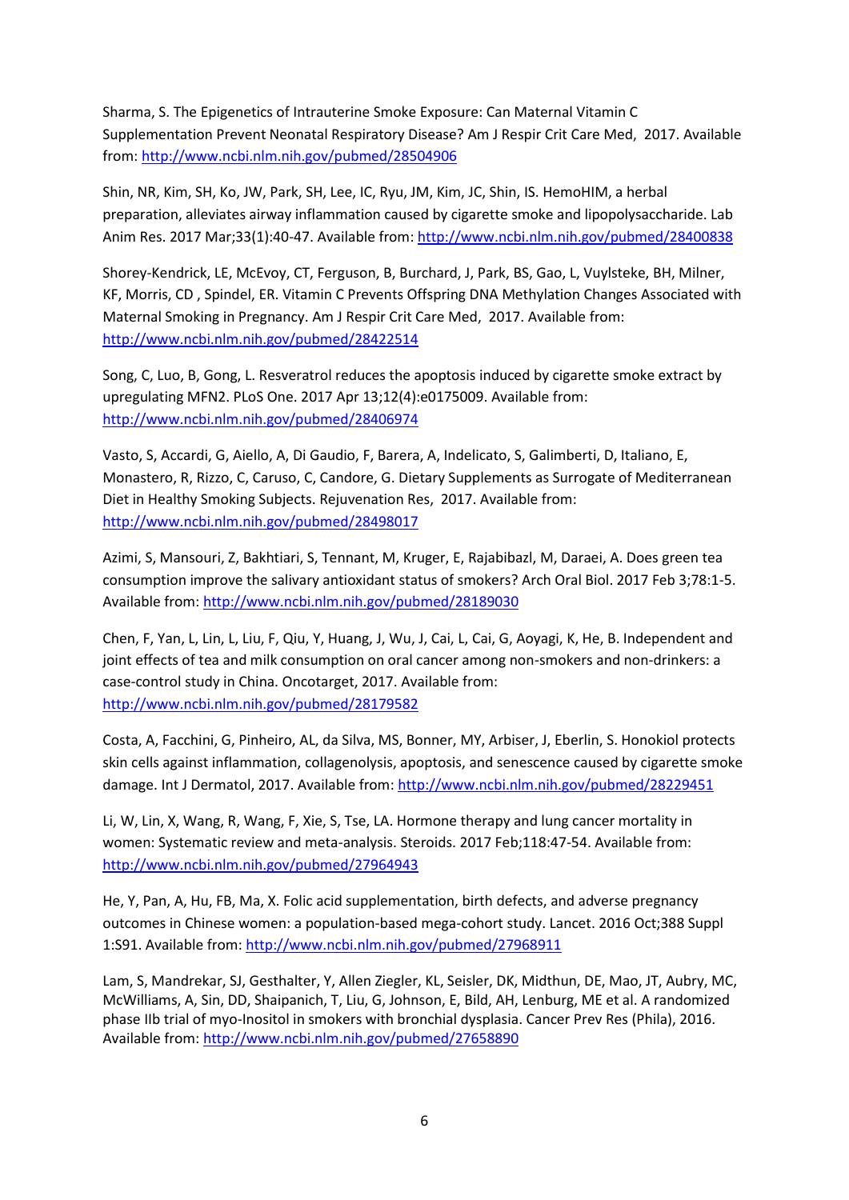Sharma, S. The Epigenetics of Intrauterine Smoke Exposure: Can Maternal Vitamin C Supplementation Prevent Neonatal Respiratory Disease? Am J Respir Crit Care Med,  2017. Available from: http://www.ncbi.nlm.nih.gov/pubmed/28504906

Shin, NR, Kim, SH, Ko, JW, Park, SH, Lee, IC, Ryu, JM, Kim, JC, Shin, IS. HemoHIM, a herbal preparation, alleviates airway inflammation caused by cigarette smoke and lipopolysaccharide. Lab Anim Res. 2017 Mar;33(1):40-47. Available from: http://www.ncbi.nlm.nih.gov/pubmed/28400838

Shorey-Kendrick, LE, McEvoy, CT, Ferguson, B, Burchard, J, Park, BS, Gao, L, Vuylsteke, BH, Milner, KF, Morris, CD , Spindel, ER. Vitamin C Prevents Offspring DNA Methylation Changes Associated with Maternal Smoking in Pregnancy. Am J Respir Crit Care Med,  2017. Available from: http://www.ncbi.nlm.nih.gov/pubmed/28422514

Song, C, Luo, B, Gong, L. Resveratrol reduces the apoptosis induced by cigarette smoke extract by upregulating MFN2. PLoS One. 2017 Apr 13;12(4):e0175009. Available from: http://www.ncbi.nlm.nih.gov/pubmed/28406974

Vasto, S, Accardi, G, Aiello, A, Di Gaudio, F, Barera, A, Indelicato, S, Galimberti, D, Italiano, E, Monastero, R, Rizzo, C, Caruso, C, Candore, G. Dietary Supplements as Surrogate of Mediterranean Diet in Healthy Smoking Subjects. Rejuvenation Res,  2017. Available from: http://www.ncbi.nlm.nih.gov/pubmed/28498017

Azimi, S, Mansouri, Z, Bakhtiari, S, Tennant, M, Kruger, E, Rajabibazl, M, Daraei, A. Does green tea consumption improve the salivary antioxidant status of smokers? Arch Oral Biol. 2017 Feb 3;78:1-5. Available from: http://www.ncbi.nlm.nih.gov/pubmed/28189030

Chen, F, Yan, L, Lin, L, Liu, F, Qiu, Y, Huang, J, Wu, J, Cai, L, Cai, G, Aoyagi, K, He, B. Independent and joint effects of tea and milk consumption on oral cancer among non-smokers and non-drinkers: a case-control study in China. Oncotarget, 2017. Available from: http://www.ncbi.nlm.nih.gov/pubmed/28179582

Costa, A, Facchini, G, Pinheiro, AL, da Silva, MS, Bonner, MY, Arbiser, J, Eberlin, S. Honokiol protects skin cells against inflammation, collagenolysis, apoptosis, and senescence caused by cigarette smoke damage. Int J Dermatol, 2017. Available from: http://www.ncbi.nlm.nih.gov/pubmed/28229451

Li, W, Lin, X, Wang, R, Wang, F, Xie, S, Tse, LA. Hormone therapy and lung cancer mortality in women: Systematic review and meta-analysis. Steroids. 2017 Feb;118:47-54. Available from: http://www.ncbi.nlm.nih.gov/pubmed/27964943

He, Y, Pan, A, Hu, FB, Ma, X. Folic acid supplementation, birth defects, and adverse pregnancy outcomes in Chinese women: a population-based mega-cohort study. Lancet. 2016 Oct;388 Suppl 1:S91. Available from: http://www.ncbi.nlm.nih.gov/pubmed/27968911

Lam, S, Mandrekar, SJ, Gesthalter, Y, Allen Ziegler, KL, Seisler, DK, Midthun, DE, Mao, JT, Aubry, MC, McWilliams, A, Sin, DD, Shaipanich, T, Liu, G, Johnson, E, Bild, AH, Lenburg, ME et al. A randomized phase IIb trial of myo-Inositol in smokers with bronchial dysplasia. Cancer Prev Res (Phila), 2016. Available from: http://www.ncbi.nlm.nih.gov/pubmed/27658890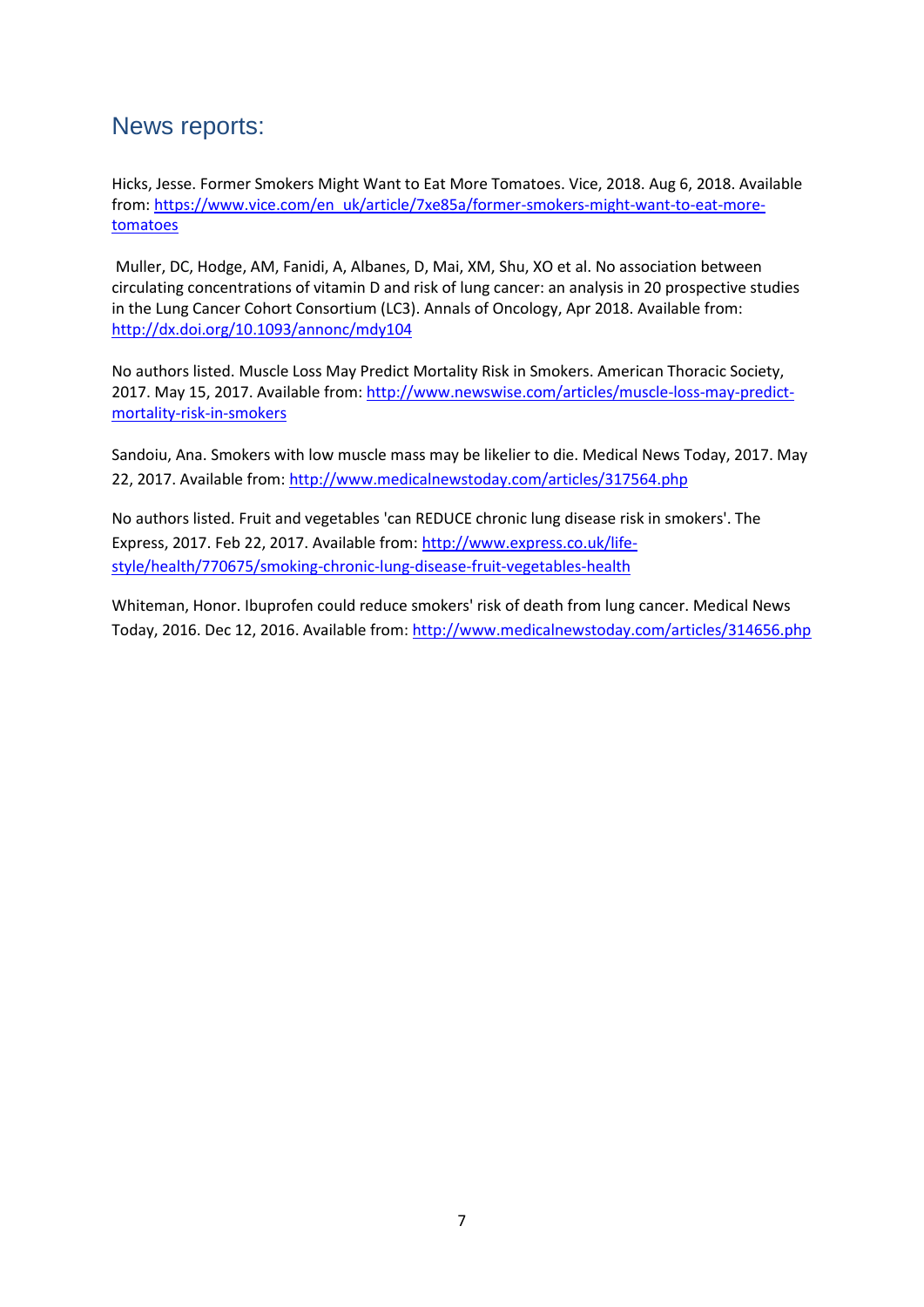## News reports:

Hicks, Jesse. Former Smokers Might Want to Eat More Tomatoes. Vice, 2018. Aug 6, 2018. Available from: https://www.vice.com/en_uk/article/7xe85a/former-smokers-might-want-to-eat-more-tomatoes

Muller, DC, Hodge, AM, Fanidi, A, Albanes, D, Mai, XM, Shu, XO et al. No association between circulating concentrations of vitamin D and risk of lung cancer: an analysis in 20 prospective studies in the Lung Cancer Cohort Consortium (LC3). Annals of Oncology, Apr 2018. Available from: http://dx.doi.org/10.1093/annonc/mdy104

No authors listed. Muscle Loss May Predict Mortality Risk in Smokers. American Thoracic Society, 2017. May 15, 2017. Available from: http://www.newswise.com/articles/muscle-loss-may-predict-mortality-risk-in-smokers

Sandoiu, Ana. Smokers with low muscle mass may be likelier to die. Medical News Today, 2017. May 22, 2017. Available from: http://www.medicalnewstoday.com/articles/317564.php

No authors listed. Fruit and vegetables 'can REDUCE chronic lung disease risk in smokers'. The Express, 2017. Feb 22, 2017. Available from: http://www.express.co.uk/life-style/health/770675/smoking-chronic-lung-disease-fruit-vegetables-health

Whiteman, Honor. Ibuprofen could reduce smokers' risk of death from lung cancer. Medical News Today, 2016. Dec 12, 2016. Available from: http://www.medicalnewstoday.com/articles/314656.php